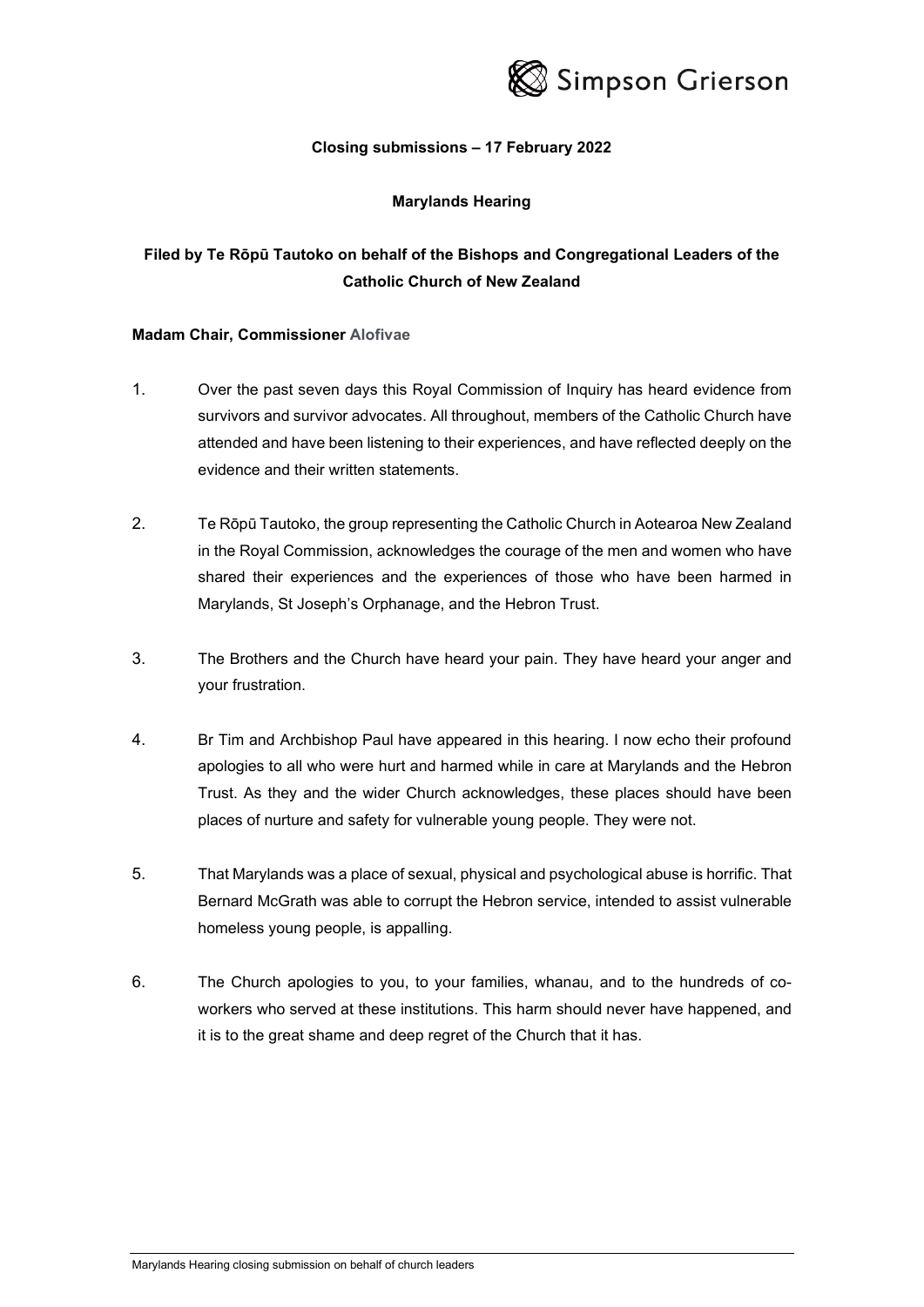**Closing submissions – 17 February 2022**

**Marylands Hearing**

**Filed by Te Rōpū Tautoko on behalf of the Bishops and Congregational Leaders of the Catholic Church of New Zealand**

**Madam Chair, Commissioner Alofivae**

1. Over the past seven days this Royal Commission of Inquiry has heard evidence from survivors and survivor advocates. All throughout, members of the Catholic Church have attended and have been listening to their experiences, and have reflected deeply on the evidence and their written statements.

2. Te Rōpū Tautoko, the group representing the Catholic Church in Aotearoa New Zealand in the Royal Commission, acknowledges the courage of the men and women who have shared their experiences and the experiences of those who have been harmed in Marylands, St Joseph's Orphanage, and the Hebron Trust.

3. The Brothers and the Church have heard your pain. They have heard your anger and your frustration.

4. Br Tim and Archbishop Paul have appeared in this hearing. I now echo their profound apologies to all who were hurt and harmed while in care at Marylands and the Hebron Trust. As they and the wider Church acknowledges, these places should have been places of nurture and safety for vulnerable young people. They were not.

5. That Marylands was a place of sexual, physical and psychological abuse is horrific. That Bernard McGrath was able to corrupt the Hebron service, intended to assist vulnerable homeless young people, is appalling.

6. The Church apologies to you, to your families, whanau, and to the hundreds of co-workers who served at these institutions. This harm should never have happened, and it is to the great shame and deep regret of the Church that it has.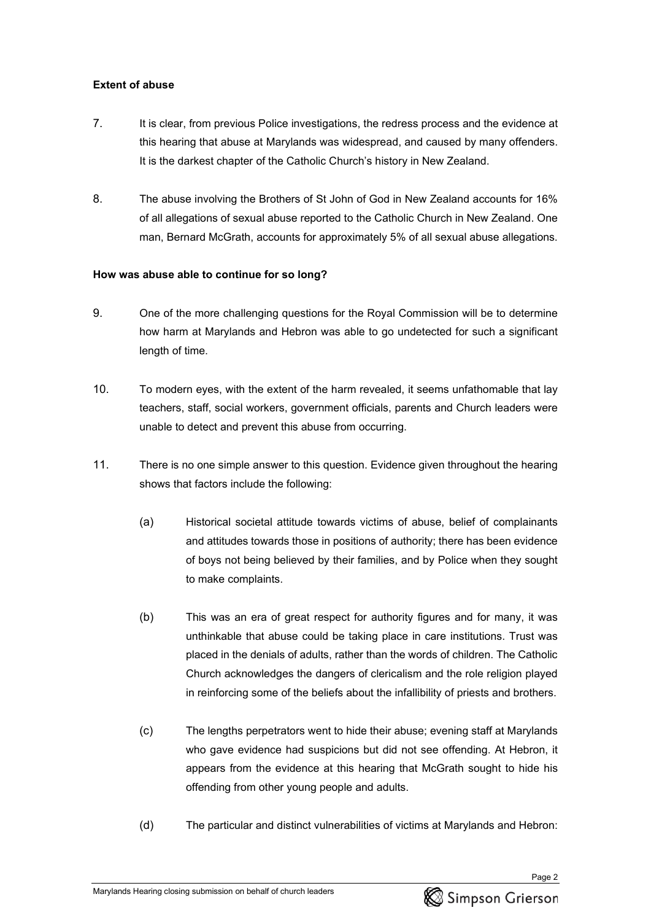**Extent of abuse**

7. It is clear, from previous Police investigations, the redress process and the evidence at this hearing that abuse at Marylands was widespread, and caused by many offenders. It is the darkest chapter of the Catholic Church's history in New Zealand.

8. The abuse involving the Brothers of St John of God in New Zealand accounts for 16% of all allegations of sexual abuse reported to the Catholic Church in New Zealand. One man, Bernard McGrath, accounts for approximately 5% of all sexual abuse allegations.

**How was abuse able to continue for so long?**

9. One of the more challenging questions for the Royal Commission will be to determine how harm at Marylands and Hebron was able to go undetected for such a significant length of time.

10. To modern eyes, with the extent of the harm revealed, it seems unfathomable that lay teachers, staff, social workers, government officials, parents and Church leaders were unable to detect and prevent this abuse from occurring.

11. There is no one simple answer to this question. Evidence given throughout the hearing shows that factors include the following:

    (a) Historical societal attitude towards victims of abuse, belief of complainants and attitudes towards those in positions of authority; there has been evidence of boys not being believed by their families, and by Police when they sought to make complaints.

    (b) This was an era of great respect for authority figures and for many, it was unthinkable that abuse could be taking place in care institutions. Trust was placed in the denials of adults, rather than the words of children. The Catholic Church acknowledges the dangers of clericalism and the role religion played in reinforcing some of the beliefs about the infallibility of priests and brothers.

    (c) The lengths perpetrators went to hide their abuse; evening staff at Marylands who gave evidence had suspicions but did not see offending. At Hebron, it appears from the evidence at this hearing that McGrath sought to hide his offending from other young people and adults.

    (d) The particular and distinct vulnerabilities of victims at Marylands and Hebron: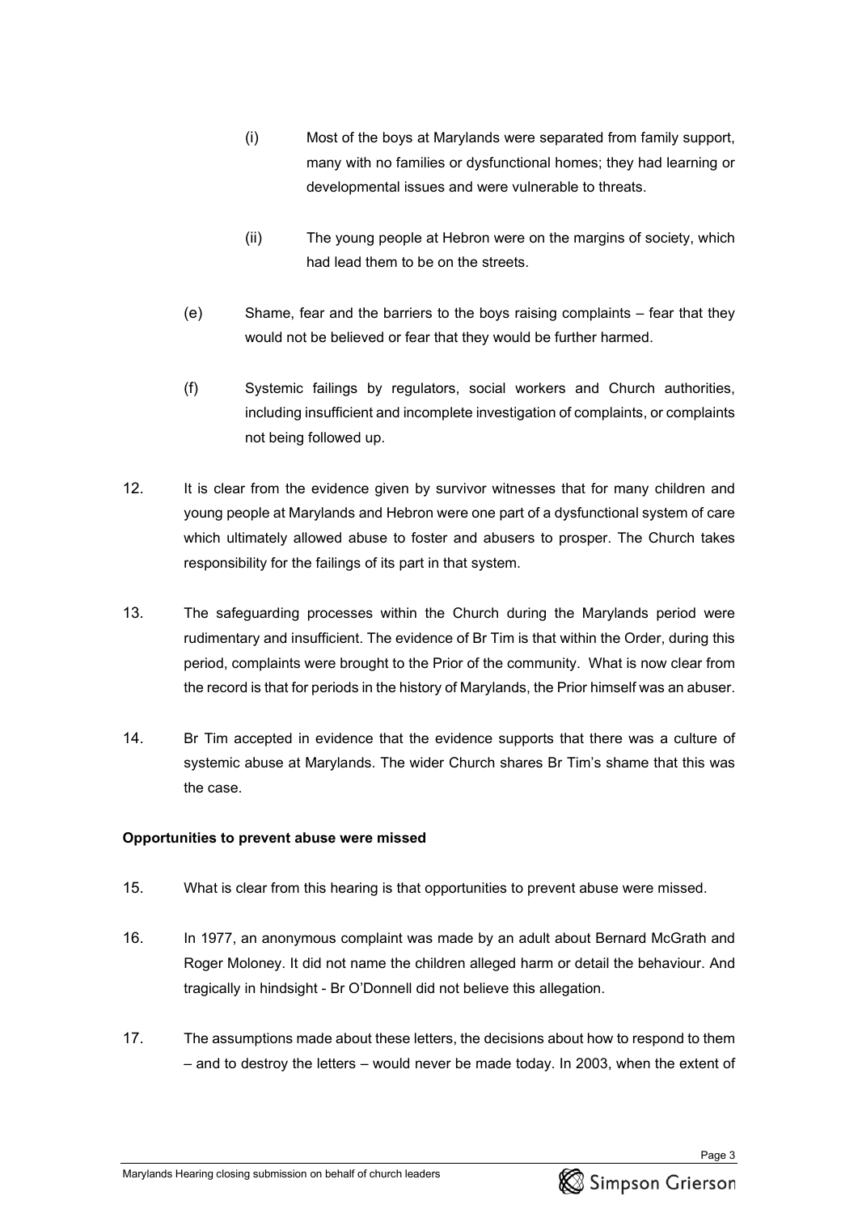(i) Most of the boys at Marylands were separated from family support, many with no families or dysfunctional homes; they had learning or developmental issues and were vulnerable to threats.

(ii) The young people at Hebron were on the margins of society, which had lead them to be on the streets.

(e) Shame, fear and the barriers to the boys raising complaints – fear that they would not be believed or fear that they would be further harmed.

(f) Systemic failings by regulators, social workers and Church authorities, including insufficient and incomplete investigation of complaints, or complaints not being followed up.

12. It is clear from the evidence given by survivor witnesses that for many children and young people at Marylands and Hebron were one part of a dysfunctional system of care which ultimately allowed abuse to foster and abusers to prosper. The Church takes responsibility for the failings of its part in that system.

13. The safeguarding processes within the Church during the Marylands period were rudimentary and insufficient. The evidence of Br Tim is that within the Order, during this period, complaints were brought to the Prior of the community. What is now clear from the record is that for periods in the history of Marylands, the Prior himself was an abuser.

14. Br Tim accepted in evidence that the evidence supports that there was a culture of systemic abuse at Marylands. The wider Church shares Br Tim's shame that this was the case.

**Opportunities to prevent abuse were missed**

15. What is clear from this hearing is that opportunities to prevent abuse were missed.

16. In 1977, an anonymous complaint was made by an adult about Bernard McGrath and Roger Moloney. It did not name the children alleged harm or detail the behaviour. And tragically in hindsight - Br O'Donnell did not believe this allegation.

17. The assumptions made about these letters, the decisions about how to respond to them – and to destroy the letters – would never be made today. In 2003, when the extent of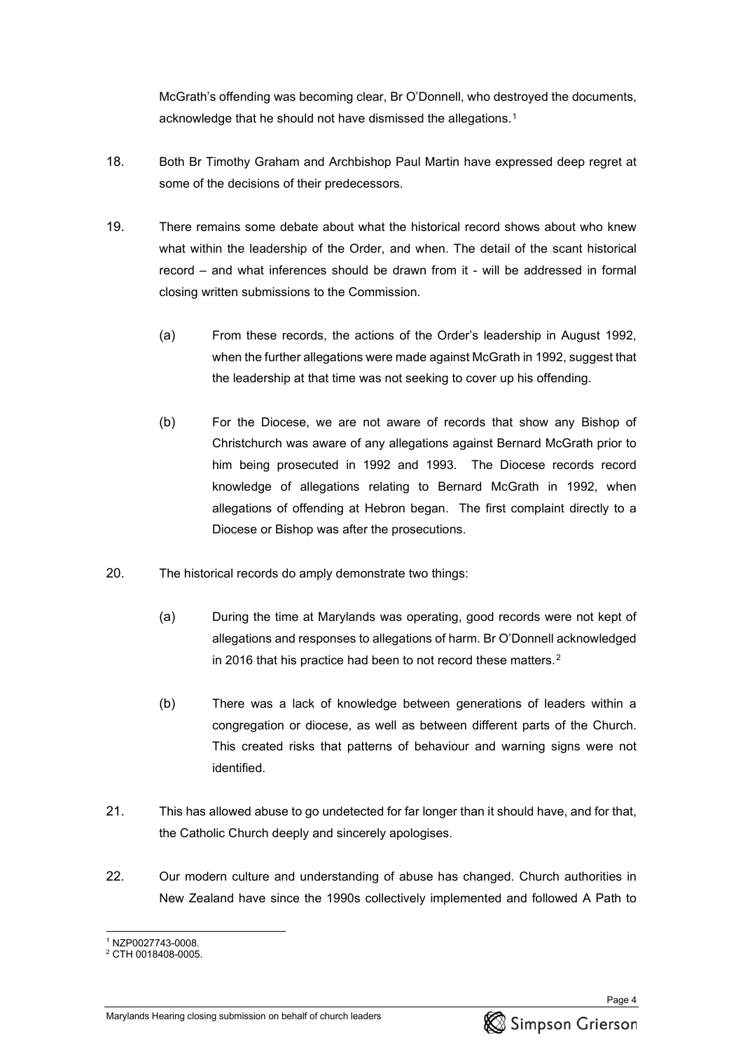McGrath's offending was becoming clear, Br O'Donnell, who destroyed the documents, acknowledge that he should not have dismissed the allegations.[1]

18. Both Br Timothy Graham and Archbishop Paul Martin have expressed deep regret at some of the decisions of their predecessors.

19. There remains some debate about what the historical record shows about who knew what within the leadership of the Order, and when. The detail of the scant historical record – and what inferences should be drawn from it - will be addressed in formal closing written submissions to the Commission.

    (a) From these records, the actions of the Order's leadership in August 1992, when the further allegations were made against McGrath in 1992, suggest that the leadership at that time was not seeking to cover up his offending.

    (b) For the Diocese, we are not aware of records that show any Bishop of Christchurch was aware of any allegations against Bernard McGrath prior to him being prosecuted in 1992 and 1993. The Diocese records record knowledge of allegations relating to Bernard McGrath in 1992, when allegations of offending at Hebron began. The first complaint directly to a Diocese or Bishop was after the prosecutions.

20. The historical records do amply demonstrate two things:

    (a) During the time at Marylands was operating, good records were not kept of allegations and responses to allegations of harm. Br O'Donnell acknowledged in 2016 that his practice had been to not record these matters.[2]

    (b) There was a lack of knowledge between generations of leaders within a congregation or diocese, as well as between different parts of the Church. This created risks that patterns of behaviour and warning signs were not identified.

21. This has allowed abuse to go undetected for far longer than it should have, and for that, the Catholic Church deeply and sincerely apologises.

22. Our modern culture and understanding of abuse has changed. Church authorities in New Zealand have since the 1990s collectively implemented and followed A Path to

---

[1] NZP0027743-0008.
[2] CTH 0018408-0005.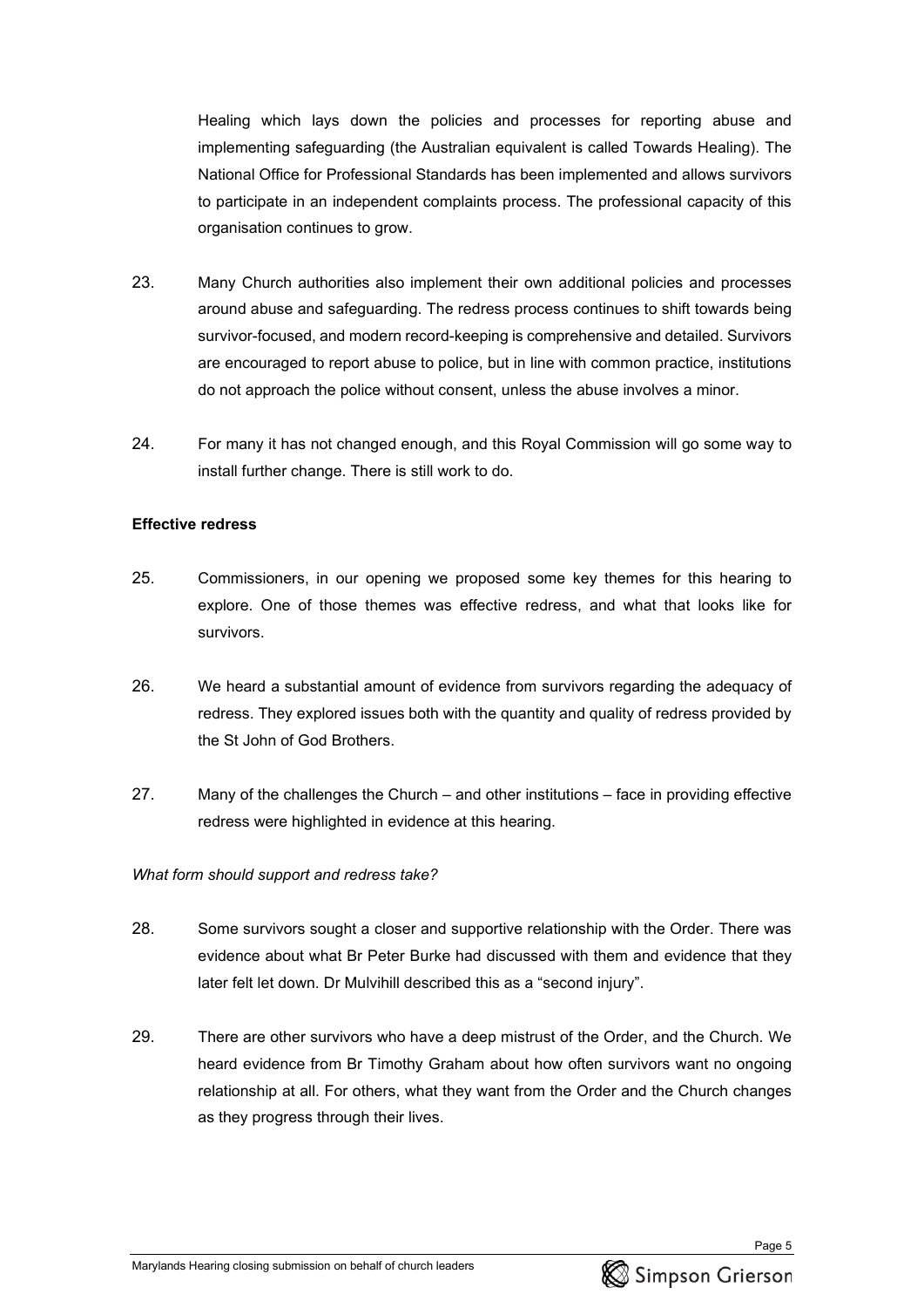Healing which lays down the policies and processes for reporting abuse and implementing safeguarding (the Australian equivalent is called Towards Healing). The National Office for Professional Standards has been implemented and allows survivors to participate in an independent complaints process. The professional capacity of this organisation continues to grow.

23. Many Church authorities also implement their own additional policies and processes around abuse and safeguarding. The redress process continues to shift towards being survivor-focused, and modern record-keeping is comprehensive and detailed. Survivors are encouraged to report abuse to police, but in line with common practice, institutions do not approach the police without consent, unless the abuse involves a minor.

24. For many it has not changed enough, and this Royal Commission will go some way to install further change. There is still work to do.

**Effective redress**

25. Commissioners, in our opening we proposed some key themes for this hearing to explore. One of those themes was effective redress, and what that looks like for survivors.

26. We heard a substantial amount of evidence from survivors regarding the adequacy of redress. They explored issues both with the quantity and quality of redress provided by the St John of God Brothers.

27. Many of the challenges the Church – and other institutions – face in providing effective redress were highlighted in evidence at this hearing.

*What form should support and redress take?*

28. Some survivors sought a closer and supportive relationship with the Order. There was evidence about what Br Peter Burke had discussed with them and evidence that they later felt let down. Dr Mulvihill described this as a "second injury".

29. There are other survivors who have a deep mistrust of the Order, and the Church. We heard evidence from Br Timothy Graham about how often survivors want no ongoing relationship at all. For others, what they want from the Order and the Church changes as they progress through their lives.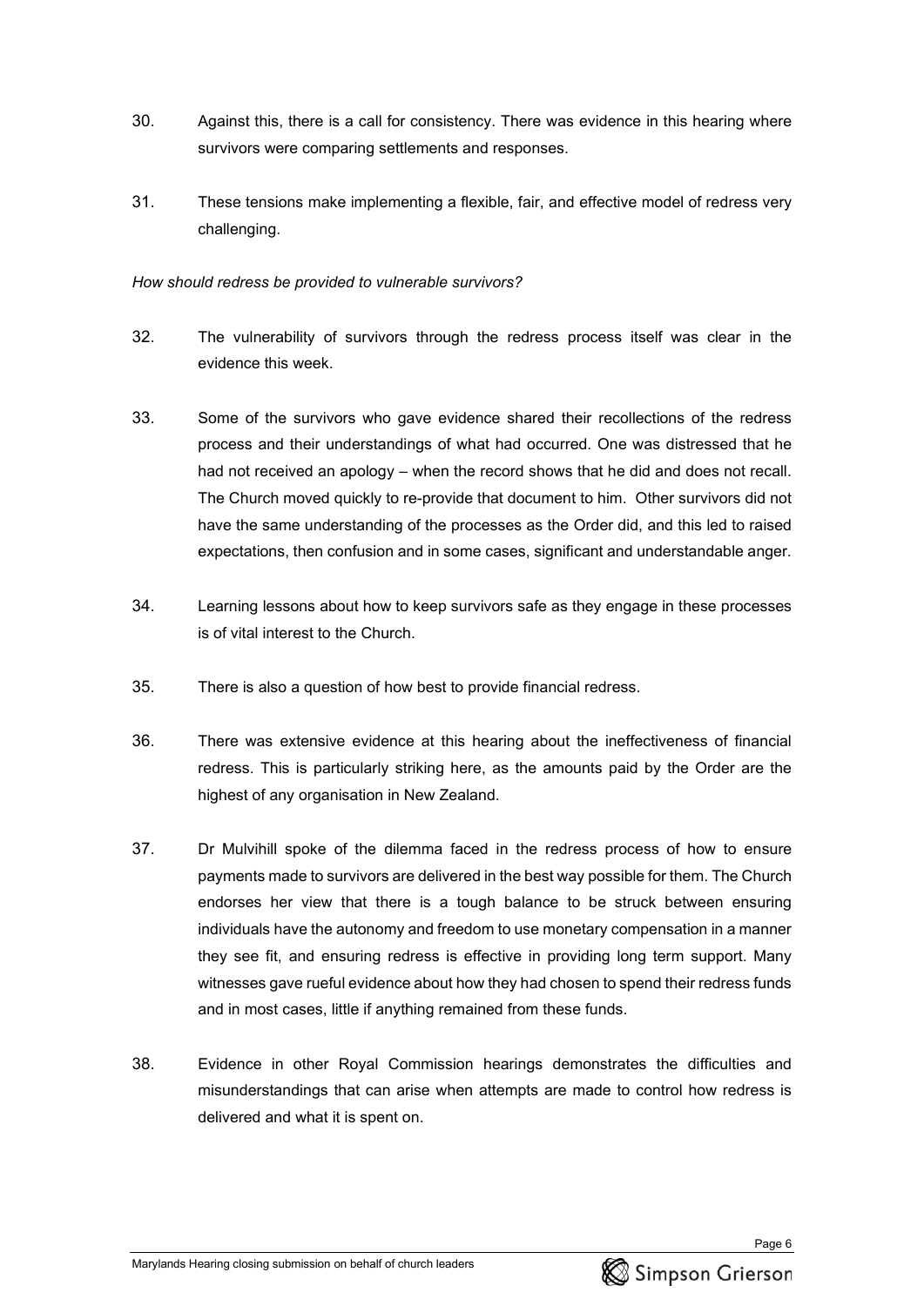30. Against this, there is a call for consistency. There was evidence in this hearing where survivors were comparing settlements and responses.

31. These tensions make implementing a flexible, fair, and effective model of redress very challenging.

*How should redress be provided to vulnerable survivors?*

32. The vulnerability of survivors through the redress process itself was clear in the evidence this week.

33. Some of the survivors who gave evidence shared their recollections of the redress process and their understandings of what had occurred. One was distressed that he had not received an apology – when the record shows that he did and does not recall. The Church moved quickly to re-provide that document to him. Other survivors did not have the same understanding of the processes as the Order did, and this led to raised expectations, then confusion and in some cases, significant and understandable anger.

34. Learning lessons about how to keep survivors safe as they engage in these processes is of vital interest to the Church.

35. There is also a question of how best to provide financial redress.

36. There was extensive evidence at this hearing about the ineffectiveness of financial redress. This is particularly striking here, as the amounts paid by the Order are the highest of any organisation in New Zealand.

37. Dr Mulvihill spoke of the dilemma faced in the redress process of how to ensure payments made to survivors are delivered in the best way possible for them. The Church endorses her view that there is a tough balance to be struck between ensuring individuals have the autonomy and freedom to use monetary compensation in a manner they see fit, and ensuring redress is effective in providing long term support. Many witnesses gave rueful evidence about how they had chosen to spend their redress funds and in most cases, little if anything remained from these funds.

38. Evidence in other Royal Commission hearings demonstrates the difficulties and misunderstandings that can arise when attempts are made to control how redress is delivered and what it is spent on.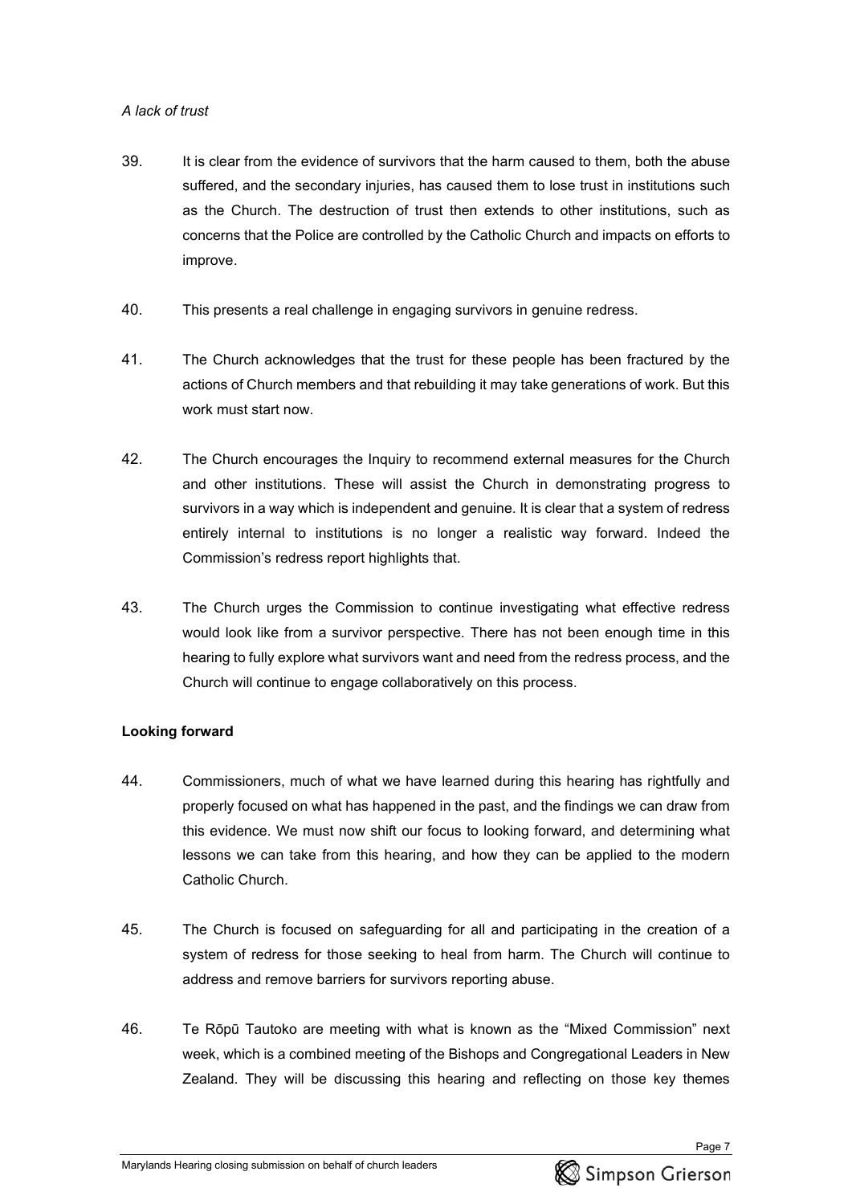*A lack of trust*

39. It is clear from the evidence of survivors that the harm caused to them, both the abuse suffered, and the secondary injuries, has caused them to lose trust in institutions such as the Church. The destruction of trust then extends to other institutions, such as concerns that the Police are controlled by the Catholic Church and impacts on efforts to improve.

40. This presents a real challenge in engaging survivors in genuine redress.

41. The Church acknowledges that the trust for these people has been fractured by the actions of Church members and that rebuilding it may take generations of work. But this work must start now.

42. The Church encourages the Inquiry to recommend external measures for the Church and other institutions. These will assist the Church in demonstrating progress to survivors in a way which is independent and genuine. It is clear that a system of redress entirely internal to institutions is no longer a realistic way forward. Indeed the Commission's redress report highlights that.

43. The Church urges the Commission to continue investigating what effective redress would look like from a survivor perspective. There has not been enough time in this hearing to fully explore what survivors want and need from the redress process, and the Church will continue to engage collaboratively on this process.

**Looking forward**

44. Commissioners, much of what we have learned during this hearing has rightfully and properly focused on what has happened in the past, and the findings we can draw from this evidence. We must now shift our focus to looking forward, and determining what lessons we can take from this hearing, and how they can be applied to the modern Catholic Church.

45. The Church is focused on safeguarding for all and participating in the creation of a system of redress for those seeking to heal from harm. The Church will continue to address and remove barriers for survivors reporting abuse.

46. Te Rōpū Tautoko are meeting with what is known as the "Mixed Commission" next week, which is a combined meeting of the Bishops and Congregational Leaders in New Zealand. They will be discussing this hearing and reflecting on those key themes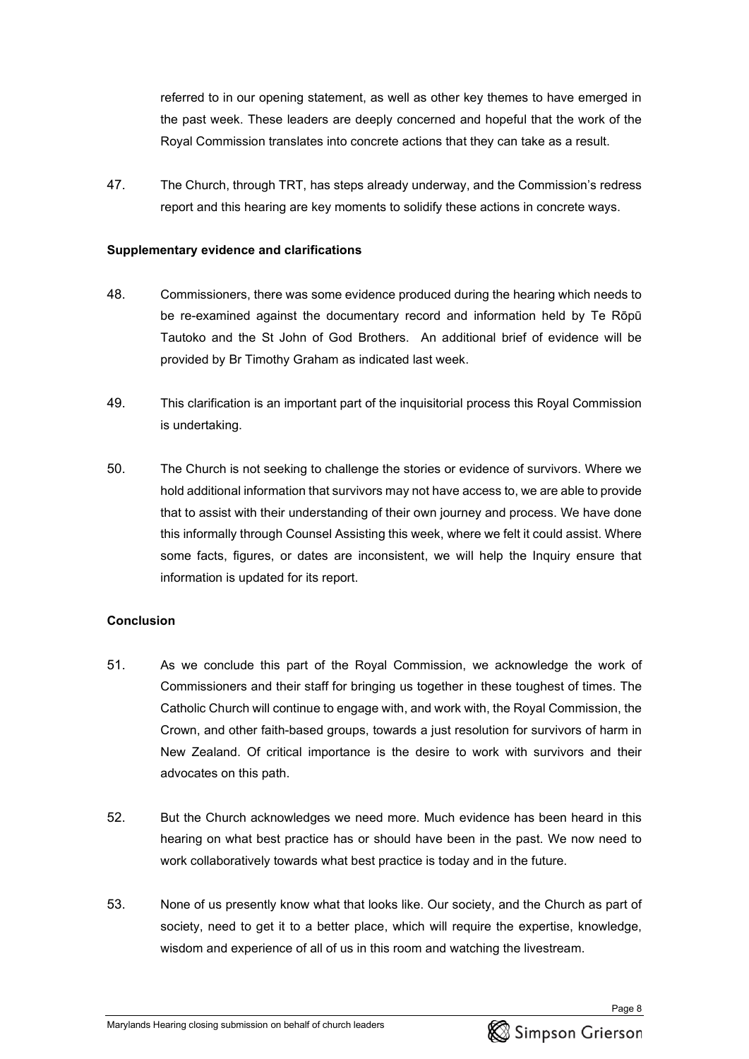referred to in our opening statement, as well as other key themes to have emerged in the past week. These leaders are deeply concerned and hopeful that the work of the Royal Commission translates into concrete actions that they can take as a result.

47. The Church, through TRT, has steps already underway, and the Commission's redress report and this hearing are key moments to solidify these actions in concrete ways.

**Supplementary evidence and clarifications**

48. Commissioners, there was some evidence produced during the hearing which needs to be re-examined against the documentary record and information held by Te Rōpū Tautoko and the St John of God Brothers. An additional brief of evidence will be provided by Br Timothy Graham as indicated last week.

49. This clarification is an important part of the inquisitorial process this Royal Commission is undertaking.

50. The Church is not seeking to challenge the stories or evidence of survivors. Where we hold additional information that survivors may not have access to, we are able to provide that to assist with their understanding of their own journey and process. We have done this informally through Counsel Assisting this week, where we felt it could assist. Where some facts, figures, or dates are inconsistent, we will help the Inquiry ensure that information is updated for its report.

**Conclusion**

51. As we conclude this part of the Royal Commission, we acknowledge the work of Commissioners and their staff for bringing us together in these toughest of times. The Catholic Church will continue to engage with, and work with, the Royal Commission, the Crown, and other faith-based groups, towards a just resolution for survivors of harm in New Zealand. Of critical importance is the desire to work with survivors and their advocates on this path.

52. But the Church acknowledges we need more. Much evidence has been heard in this hearing on what best practice has or should have been in the past. We now need to work collaboratively towards what best practice is today and in the future.

53. None of us presently know what that looks like. Our society, and the Church as part of society, need to get it to a better place, which will require the expertise, knowledge, wisdom and experience of all of us in this room and watching the livestream.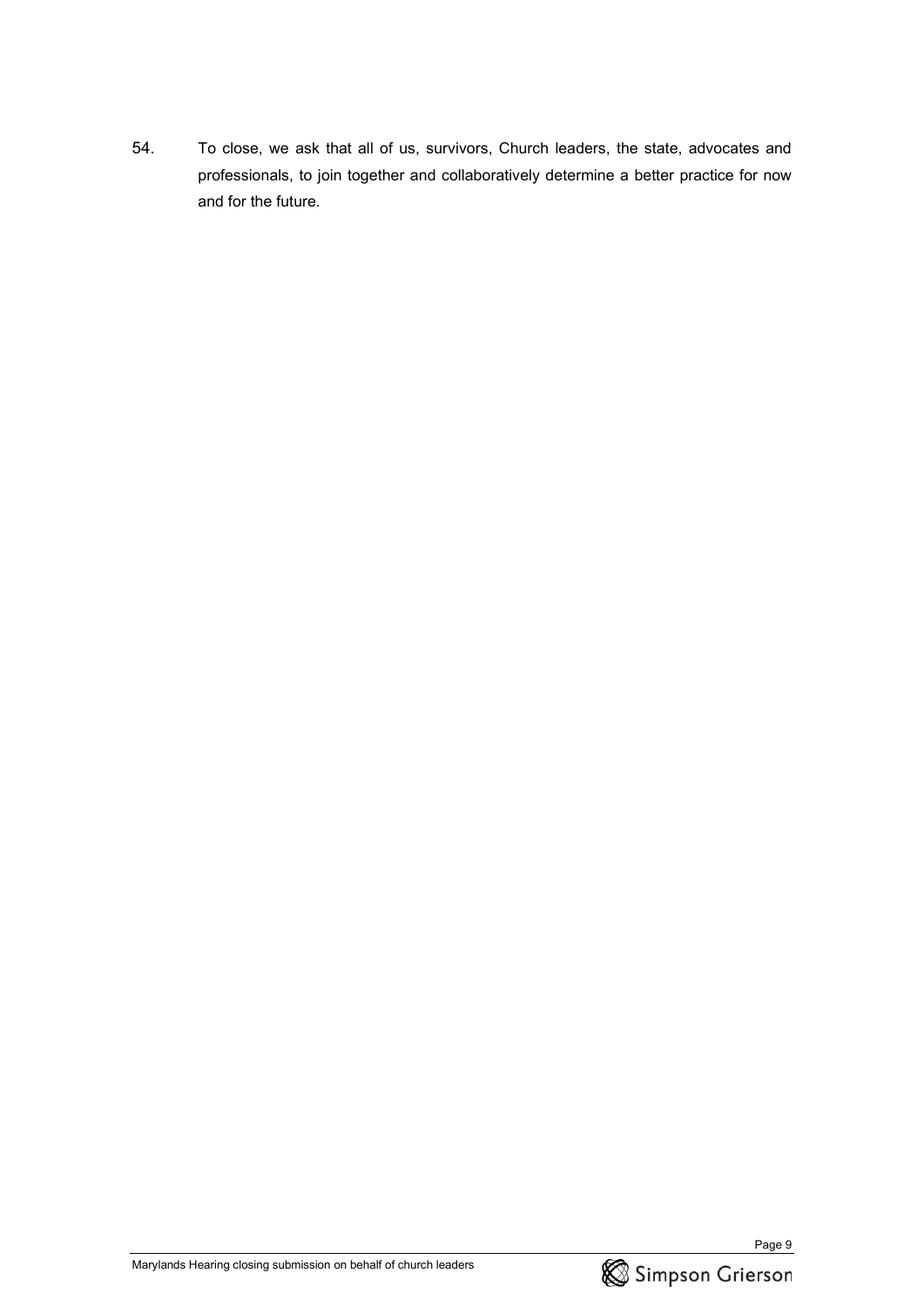54. To close, we ask that all of us, survivors, Church leaders, the state, advocates and professionals, to join together and collaboratively determine a better practice for now and for the future.